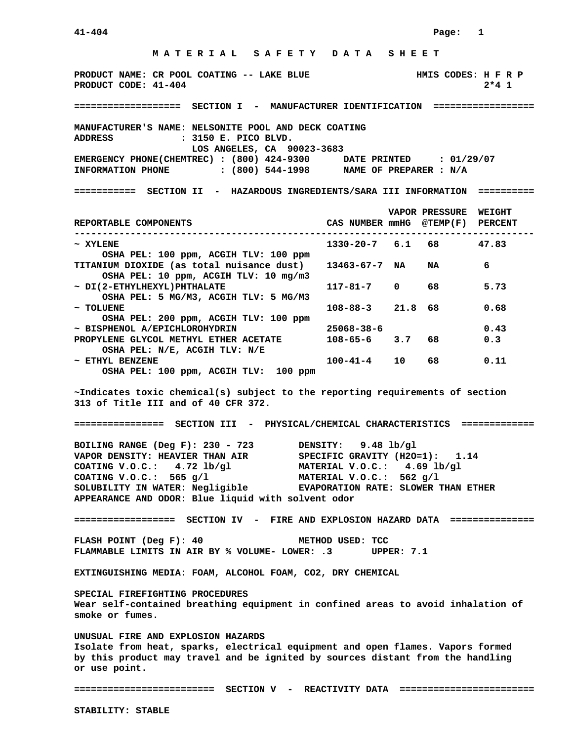# M A T E R I A L   S A F E T Y   D A T A   S H E E T

**PRODUCT NAME:** CR POOL COATING -- LAKE BLUE  
**PRODUCT CODE:** 41-404

**HMIS CODES:** H F R P  
2*4 1

## SECTION I - MANUFACTURER IDENTIFICATION

MANUFACTURER'S NAME: NELSONITE POOL AND DECK COATING  
ADDRESS : 3150 E. PICO BLVD.  
LOS ANGELES, CA 90023-3683  
EMERGENCY PHONE(CHEMTREC) : (800) 424-9300  
DATE PRINTED : 01/29/07  
INFORMATION PHONE : (800) 544-1998  
NAME OF PREPARER : N/A

## SECTION II - HAZARDOUS INGREDIENTS/SARA III INFORMATION

| REPORTABLE COMPONENTS | CAS NUMBER | VAPOR PRESSURE mmHG | @TEMP(F) | WEIGHT PERCENT |
|---|---|---|---|---|
| ~ XYLENE<br>OSHA PEL: 100 ppm, ACGIH TLV: 100 ppm | 1330-20-7 | 6.1 | 68 | 47.83 |
| TITANIUM DIOXIDE (as total nuisance dust)<br>OSHA PEL: 10 ppm, ACGIH TLV: 10 mg/m3 | 13463-67-7 | NA | NA | 6 |
| ~ DI(2-ETHYLHEXYL)PHTHALATE<br>OSHA PEL: 5 MG/M3, ACGIH TLV: 5 MG/M3 | 117-81-7 | 0 | 68 | 5.73 |
| ~ TOLUENE<br>OSHA PEL: 200 ppm, ACGIH TLV: 100 ppm | 108-88-3 | 21.8 | 68 | 0.68 |
| ~ BISPHENOL A/EPICHLOROHYDRIN | 25068-38-6 | | | 0.43 |
| PROPYLENE GLYCOL METHYL ETHER ACETATE<br>OSHA PEL: N/E, ACGIH TLV: N/E | 108-65-6 | 3.7 | 68 | 0.3 |
| ~ ETHYL BENZENE<br>OSHA PEL: 100 ppm, ACGIH TLV: 100 ppm | 100-41-4 | 10 | 68 | 0.11 |

~Indicates toxic chemical(s) subject to the reporting requirements of section 313 of Title III and of 40 CFR 372.

## SECTION III - PHYSICAL/CHEMICAL CHARACTERISTICS

BOILING RANGE (Deg F): 230 - 723  
DENSITY: 9.48 lb/gl  
VAPOR DENSITY: HEAVIER THAN AIR  
SPECIFIC GRAVITY (H2O=1): 1.14  
COATING V.O.C.: 4.72 lb/gl  
MATERIAL V.O.C.: 4.69 lb/gl  
COATING V.O.C.: 565 g/l  
MATERIAL V.O.C.: 562 g/l  
SOLUBILITY IN WATER: Negligible  
EVAPORATION RATE: SLOWER THAN ETHER  
APPEARANCE AND ODOR: Blue liquid with solvent odor

## SECTION IV - FIRE AND EXPLOSION HAZARD DATA

FLASH POINT (Deg F): 40  
METHOD USED: TCC  
FLAMMABLE LIMITS IN AIR BY % VOLUME- LOWER: .3 UPPER: 7.1

EXTINGUISHING MEDIA: FOAM, ALCOHOL FOAM, CO2, DRY CHEMICAL

**SPECIAL FIREFIGHTING PROCEDURES**  
Wear self-contained breathing equipment in confined areas to avoid inhalation of smoke or fumes.

**UNUSUAL FIRE AND EXPLOSION HAZARDS**  
Isolate from heat, sparks, electrical equipment and open flames. Vapors formed by this product may travel and be ignited by sources distant from the handling or use point.

## SECTION V - REACTIVITY DATA

STABILITY: STABLE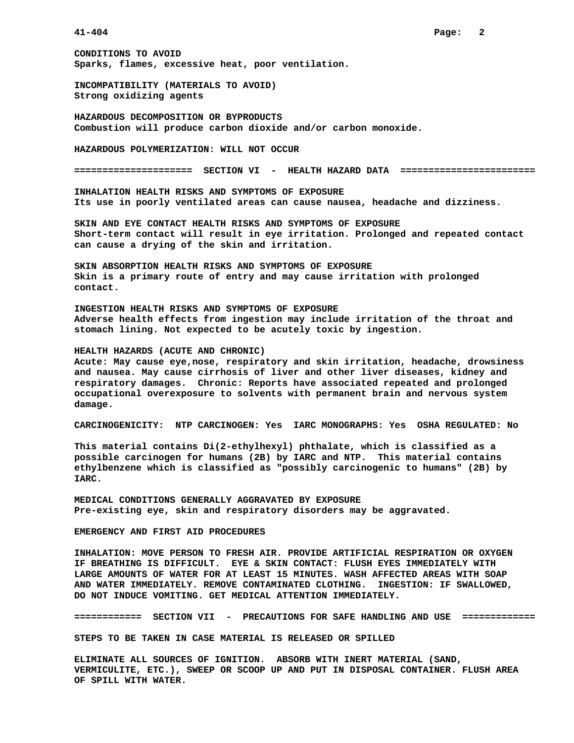**CONDITIONS TO AVOID**
Sparks, flames, excessive heat, poor ventilation.

**INCOMPATIBILITY (MATERIALS TO AVOID)**
Strong oxidizing agents

**HAZARDOUS DECOMPOSITION OR BYPRODUCTS**
Combustion will produce carbon dioxide and/or carbon monoxide.

**HAZARDOUS POLYMERIZATION: WILL NOT OCCUR**

## SECTION VI - HEALTH HAZARD DATA

**INHALATION HEALTH RISKS AND SYMPTOMS OF EXPOSURE**
Its use in poorly ventilated areas can cause nausea, headache and dizziness.

**SKIN AND EYE CONTACT HEALTH RISKS AND SYMPTOMS OF EXPOSURE**
Short-term contact will result in eye irritation. Prolonged and repeated contact can cause a drying of the skin and irritation.

**SKIN ABSORPTION HEALTH RISKS AND SYMPTOMS OF EXPOSURE**
Skin is a primary route of entry and may cause irritation with prolonged contact.

**INGESTION HEALTH RISKS AND SYMPTOMS OF EXPOSURE**
Adverse health effects from ingestion may include irritation of the throat and stomach lining. Not expected to be acutely toxic by ingestion.

**HEALTH HAZARDS (ACUTE AND CHRONIC)**
Acute: May cause eye,nose, respiratory and skin irritation, headache, drowsiness and nausea. May cause cirrhosis of liver and other liver diseases, kidney and respiratory damages. Chronic: Reports have associated repeated and prolonged occupational overexposure to solvents with permanent brain and nervous system damage.

**CARCINOGENICITY: NTP CARCINOGEN: Yes IARC MONOGRAPHS: Yes OSHA REGULATED: No**

This material contains Di(2-ethylhexyl) phthalate, which is classified as a possible carcinogen for humans (2B) by IARC and NTP. This material contains ethylbenzene which is classified as "possibly carcinogenic to humans" (2B) by IARC.

**MEDICAL CONDITIONS GENERALLY AGGRAVATED BY EXPOSURE**
Pre-existing eye, skin and respiratory disorders may be aggravated.

**EMERGENCY AND FIRST AID PROCEDURES**

INHALATION: MOVE PERSON TO FRESH AIR. PROVIDE ARTIFICIAL RESPIRATION OR OXYGEN IF BREATHING IS DIFFICULT. EYE & SKIN CONTACT: FLUSH EYES IMMEDIATELY WITH LARGE AMOUNTS OF WATER FOR AT LEAST 15 MINUTES. WASH AFFECTED AREAS WITH SOAP AND WATER IMMEDIATELY. REMOVE CONTAMINATED CLOTHING. INGESTION: IF SWALLOWED, DO NOT INDUCE VOMITING. GET MEDICAL ATTENTION IMMEDIATELY.

## SECTION VII - PRECAUTIONS FOR SAFE HANDLING AND USE

**STEPS TO BE TAKEN IN CASE MATERIAL IS RELEASED OR SPILLED**

ELIMINATE ALL SOURCES OF IGNITION. ABSORB WITH INERT MATERIAL (SAND, VERMICULITE, ETC.), SWEEP OR SCOOP UP AND PUT IN DISPOSAL CONTAINER. FLUSH AREA OF SPILL WITH WATER.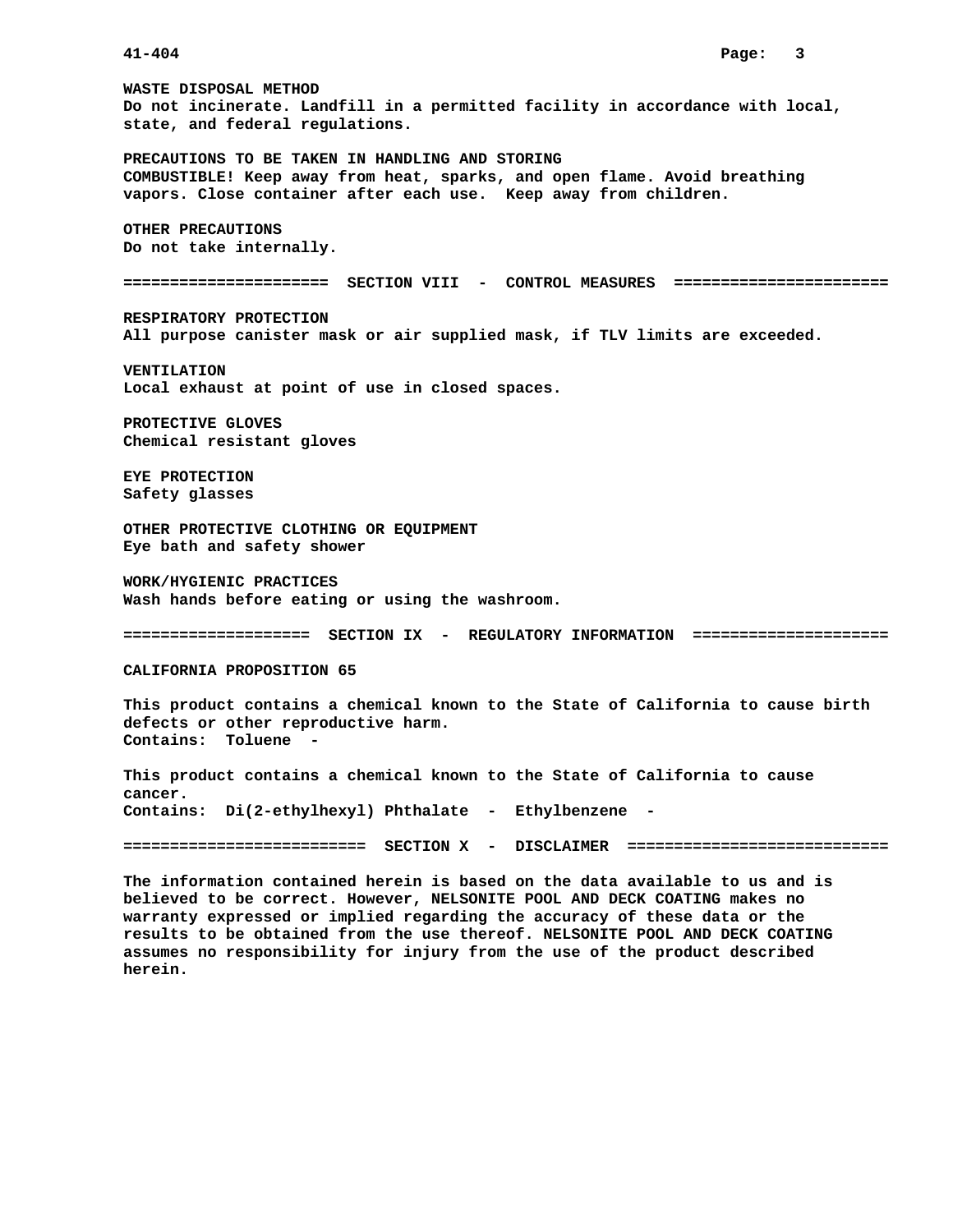**WASTE DISPOSAL METHOD**
Do not incinerate. Landfill in a permitted facility in accordance with local, state, and federal regulations.

**PRECAUTIONS TO BE TAKEN IN HANDLING AND STORING**
COMBUSTIBLE! Keep away from heat, sparks, and open flame. Avoid breathing vapors. Close container after each use. Keep away from children.

**OTHER PRECAUTIONS**
Do not take internally.

## SECTION VIII - CONTROL MEASURES

**RESPIRATORY PROTECTION**
All purpose canister mask or air supplied mask, if TLV limits are exceeded.

**VENTILATION**
Local exhaust at point of use in closed spaces.

**PROTECTIVE GLOVES**
Chemical resistant gloves

**EYE PROTECTION**
Safety glasses

**OTHER PROTECTIVE CLOTHING OR EQUIPMENT**
Eye bath and safety shower

**WORK/HYGIENIC PRACTICES**
Wash hands before eating or using the washroom.

## SECTION IX - REGULATORY INFORMATION

**CALIFORNIA PROPOSITION 65**

This product contains a chemical known to the State of California to cause birth defects or other reproductive harm.
Contains: Toluene -

This product contains a chemical known to the State of California to cause cancer.
Contains: Di(2-ethylhexyl) Phthalate - Ethylbenzene -

## SECTION X - DISCLAIMER

The information contained herein is based on the data available to us and is believed to be correct. However, NELSONITE POOL AND DECK COATING makes no warranty expressed or implied regarding the accuracy of these data or the results to be obtained from the use thereof. NELSONITE POOL AND DECK COATING assumes no responsibility for injury from the use of the product described herein.